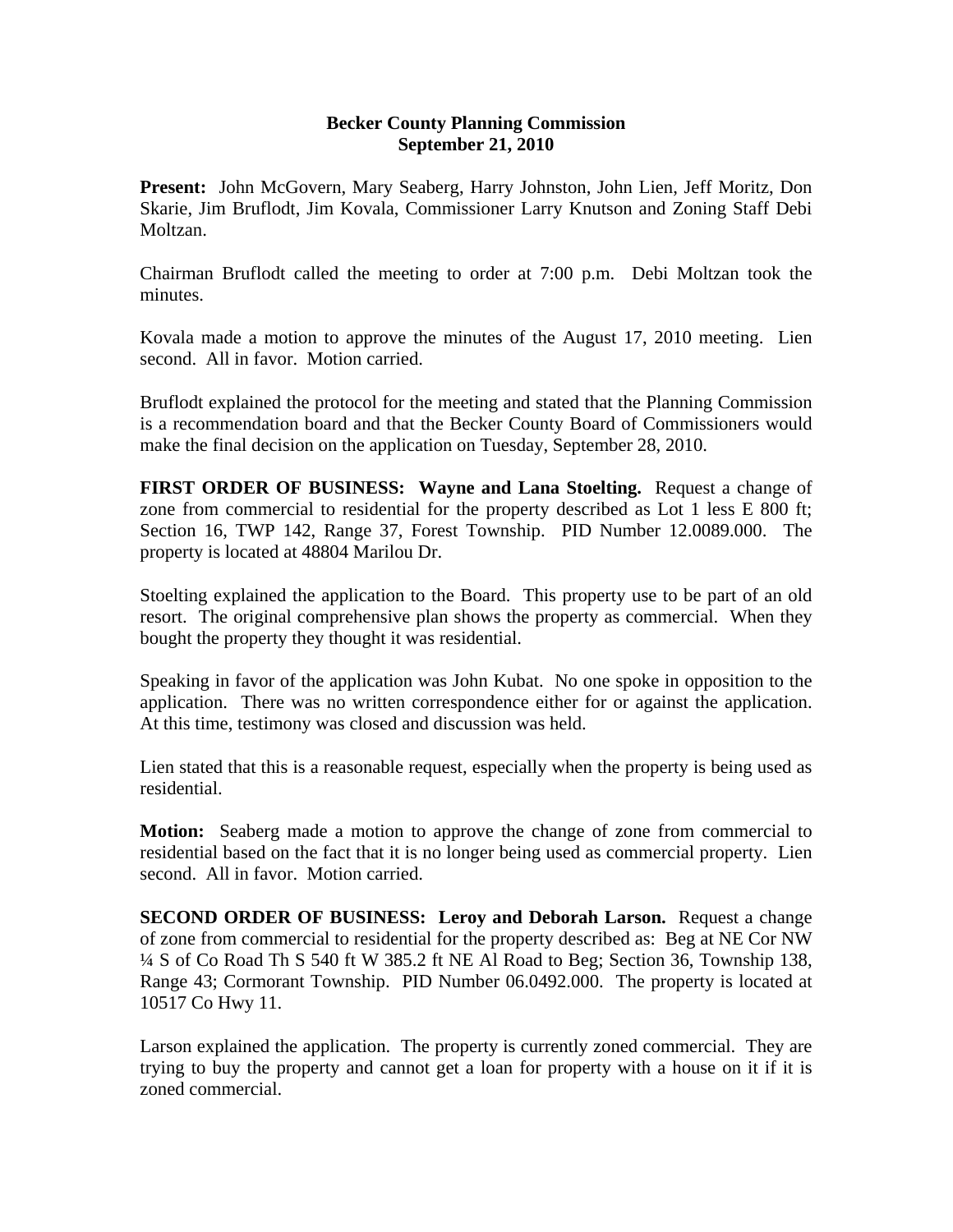**Becker County Planning Commission**
**September 21, 2010**

**Present:** John McGovern, Mary Seaberg, Harry Johnston, John Lien, Jeff Moritz, Don Skarie, Jim Bruflodt, Jim Kovala, Commissioner Larry Knutson and Zoning Staff Debi Moltzan.

Chairman Bruflodt called the meeting to order at 7:00 p.m. Debi Moltzan took the minutes.

Kovala made a motion to approve the minutes of the August 17, 2010 meeting. Lien second. All in favor. Motion carried.

Bruflodt explained the protocol for the meeting and stated that the Planning Commission is a recommendation board and that the Becker County Board of Commissioners would make the final decision on the application on Tuesday, September 28, 2010.

**FIRST ORDER OF BUSINESS: Wayne and Lana Stoelting.** Request a change of zone from commercial to residential for the property described as Lot 1 less E 800 ft; Section 16, TWP 142, Range 37, Forest Township. PID Number 12.0089.000. The property is located at 48804 Marilou Dr.

Stoelting explained the application to the Board. This property use to be part of an old resort. The original comprehensive plan shows the property as commercial. When they bought the property they thought it was residential.

Speaking in favor of the application was John Kubat. No one spoke in opposition to the application. There was no written correspondence either for or against the application. At this time, testimony was closed and discussion was held.

Lien stated that this is a reasonable request, especially when the property is being used as residential.

**Motion:** Seaberg made a motion to approve the change of zone from commercial to residential based on the fact that it is no longer being used as commercial property. Lien second. All in favor. Motion carried.

**SECOND ORDER OF BUSINESS: Leroy and Deborah Larson.** Request a change of zone from commercial to residential for the property described as: Beg at NE Cor NW ¼ S of Co Road Th S 540 ft W 385.2 ft NE Al Road to Beg; Section 36, Township 138, Range 43; Cormorant Township. PID Number 06.0492.000. The property is located at 10517 Co Hwy 11.

Larson explained the application. The property is currently zoned commercial. They are trying to buy the property and cannot get a loan for property with a house on it if it is zoned commercial.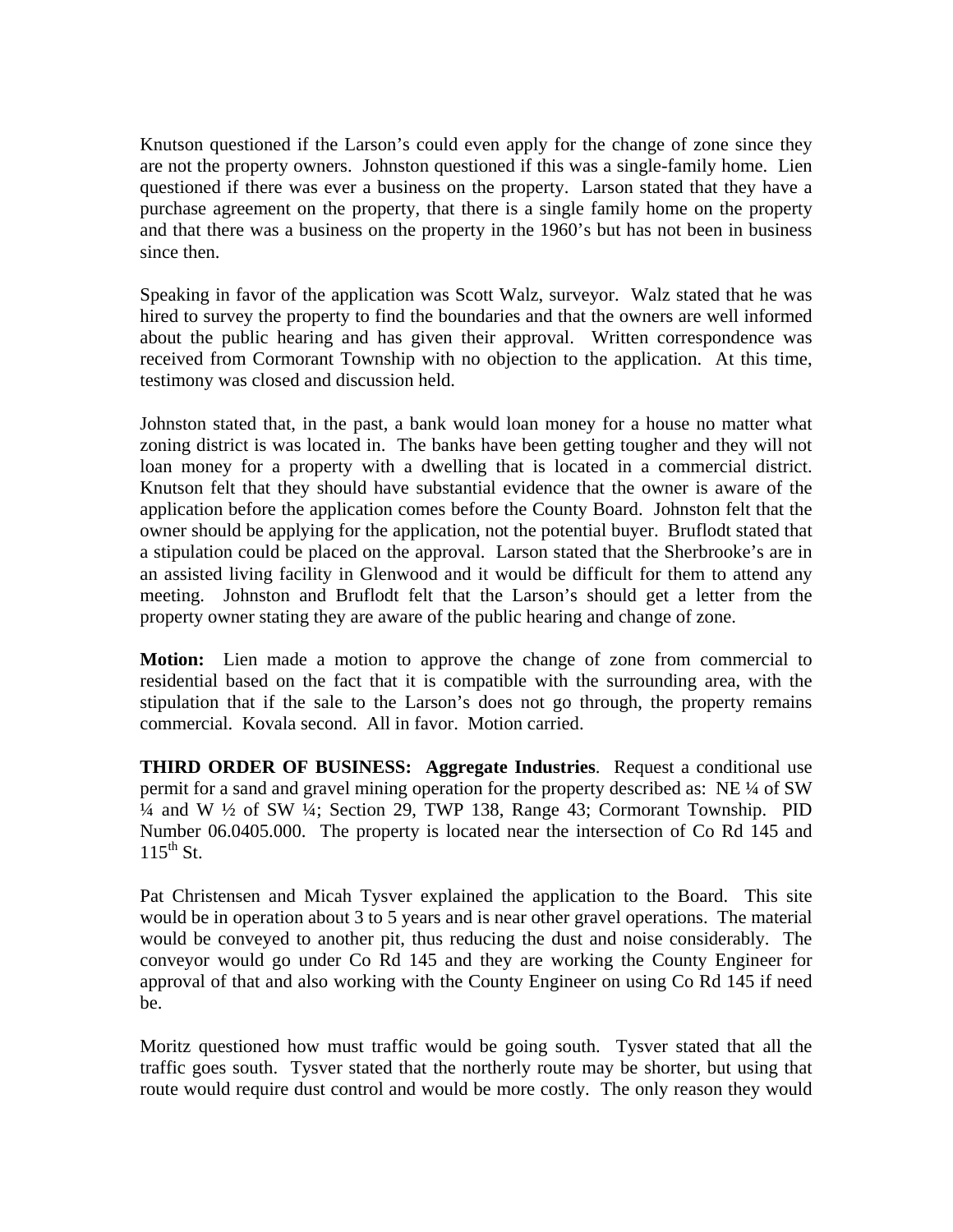Knutson questioned if the Larson's could even apply for the change of zone since they are not the property owners. Johnston questioned if this was a single-family home. Lien questioned if there was ever a business on the property. Larson stated that they have a purchase agreement on the property, that there is a single family home on the property and that there was a business on the property in the 1960's but has not been in business since then.

Speaking in favor of the application was Scott Walz, surveyor. Walz stated that he was hired to survey the property to find the boundaries and that the owners are well informed about the public hearing and has given their approval. Written correspondence was received from Cormorant Township with no objection to the application. At this time, testimony was closed and discussion held.

Johnston stated that, in the past, a bank would loan money for a house no matter what zoning district is was located in. The banks have been getting tougher and they will not loan money for a property with a dwelling that is located in a commercial district. Knutson felt that they should have substantial evidence that the owner is aware of the application before the application comes before the County Board. Johnston felt that the owner should be applying for the application, not the potential buyer. Bruflodt stated that a stipulation could be placed on the approval. Larson stated that the Sherbrooke's are in an assisted living facility in Glenwood and it would be difficult for them to attend any meeting. Johnston and Bruflodt felt that the Larson's should get a letter from the property owner stating they are aware of the public hearing and change of zone.

**Motion:** Lien made a motion to approve the change of zone from commercial to residential based on the fact that it is compatible with the surrounding area, with the stipulation that if the sale to the Larson's does not go through, the property remains commercial. Kovala second. All in favor. Motion carried.

**THIRD ORDER OF BUSINESS: Aggregate Industries**. Request a conditional use permit for a sand and gravel mining operation for the property described as: NE ¼ of SW ¼ and W ½ of SW ¼; Section 29, TWP 138, Range 43; Cormorant Township. PID Number 06.0405.000. The property is located near the intersection of Co Rd 145 and 115th St.

Pat Christensen and Micah Tysver explained the application to the Board. This site would be in operation about 3 to 5 years and is near other gravel operations. The material would be conveyed to another pit, thus reducing the dust and noise considerably. The conveyor would go under Co Rd 145 and they are working the County Engineer for approval of that and also working with the County Engineer on using Co Rd 145 if need be.

Moritz questioned how must traffic would be going south. Tysver stated that all the traffic goes south. Tysver stated that the northerly route may be shorter, but using that route would require dust control and would be more costly. The only reason they would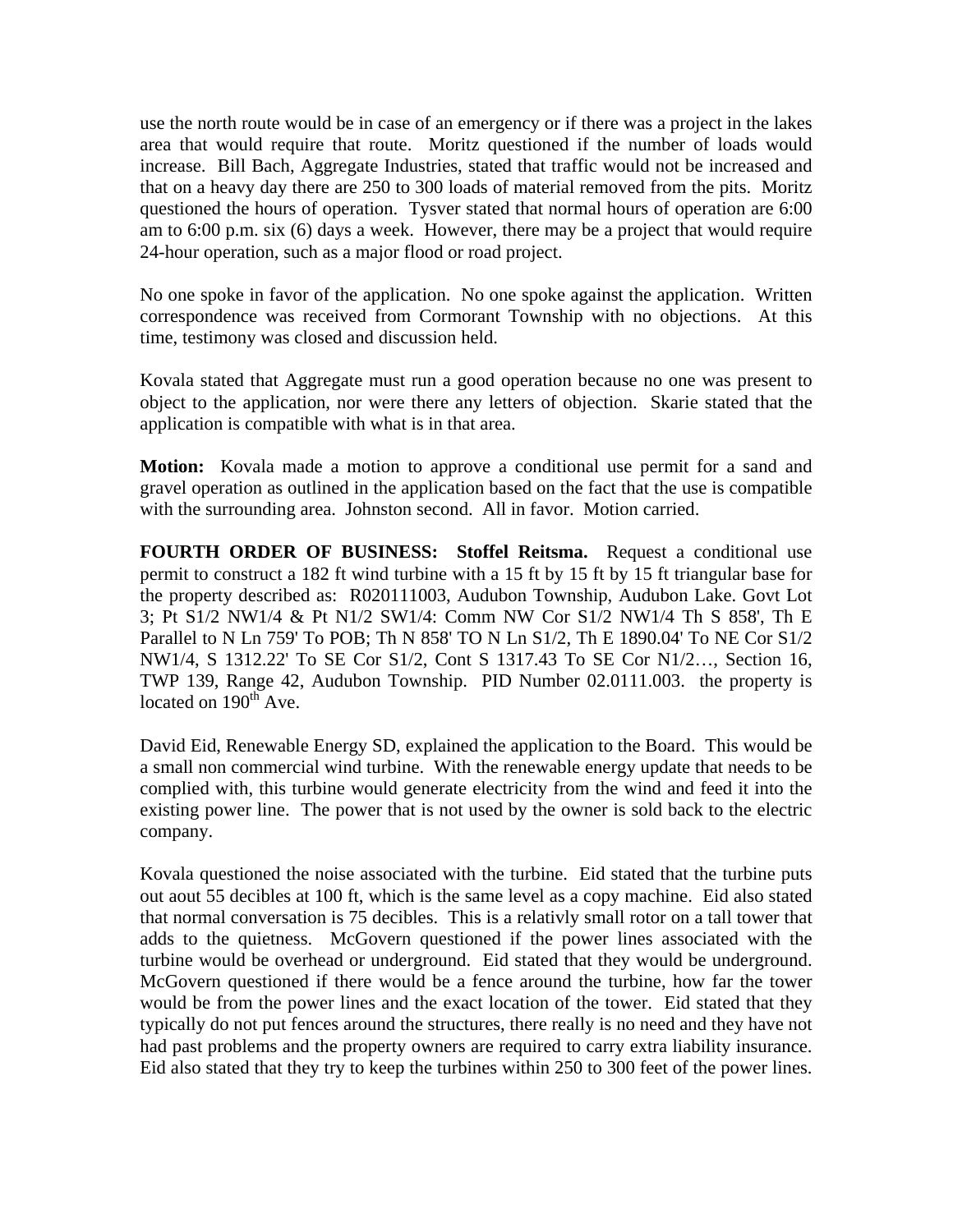use the north route would be in case of an emergency or if there was a project in the lakes area that would require that route. Moritz questioned if the number of loads would increase. Bill Bach, Aggregate Industries, stated that traffic would not be increased and that on a heavy day there are 250 to 300 loads of material removed from the pits. Moritz questioned the hours of operation. Tysver stated that normal hours of operation are 6:00 am to 6:00 p.m. six (6) days a week. However, there may be a project that would require 24-hour operation, such as a major flood or road project.

No one spoke in favor of the application. No one spoke against the application. Written correspondence was received from Cormorant Township with no objections. At this time, testimony was closed and discussion held.

Kovala stated that Aggregate must run a good operation because no one was present to object to the application, nor were there any letters of objection. Skarie stated that the application is compatible with what is in that area.

**Motion:** Kovala made a motion to approve a conditional use permit for a sand and gravel operation as outlined in the application based on the fact that the use is compatible with the surrounding area. Johnston second. All in favor. Motion carried.

**FOURTH ORDER OF BUSINESS: Stoffel Reitsma.** Request a conditional use permit to construct a 182 ft wind turbine with a 15 ft by 15 ft by 15 ft triangular base for the property described as: R020111003, Audubon Township, Audubon Lake. Govt Lot 3; Pt S1/2 NW1/4 & Pt N1/2 SW1/4: Comm NW Cor S1/2 NW1/4 Th S 858', Th E Parallel to N Ln 759' To POB; Th N 858' TO N Ln S1/2, Th E 1890.04' To NE Cor S1/2 NW1/4, S 1312.22' To SE Cor S1/2, Cont S 1317.43 To SE Cor N1/2…, Section 16, TWP 139, Range 42, Audubon Township. PID Number 02.0111.003. the property is located on 190th Ave.

David Eid, Renewable Energy SD, explained the application to the Board. This would be a small non commercial wind turbine. With the renewable energy update that needs to be complied with, this turbine would generate electricity from the wind and feed it into the existing power line. The power that is not used by the owner is sold back to the electric company.

Kovala questioned the noise associated with the turbine. Eid stated that the turbine puts out aout 55 decibles at 100 ft, which is the same level as a copy machine. Eid also stated that normal conversation is 75 decibles. This is a relativly small rotor on a tall tower that adds to the quietness. McGovern questioned if the power lines associated with the turbine would be overhead or underground. Eid stated that they would be underground. McGovern questioned if there would be a fence around the turbine, how far the tower would be from the power lines and the exact location of the tower. Eid stated that they typically do not put fences around the structures, there really is no need and they have not had past problems and the property owners are required to carry extra liability insurance. Eid also stated that they try to keep the turbines within 250 to 300 feet of the power lines.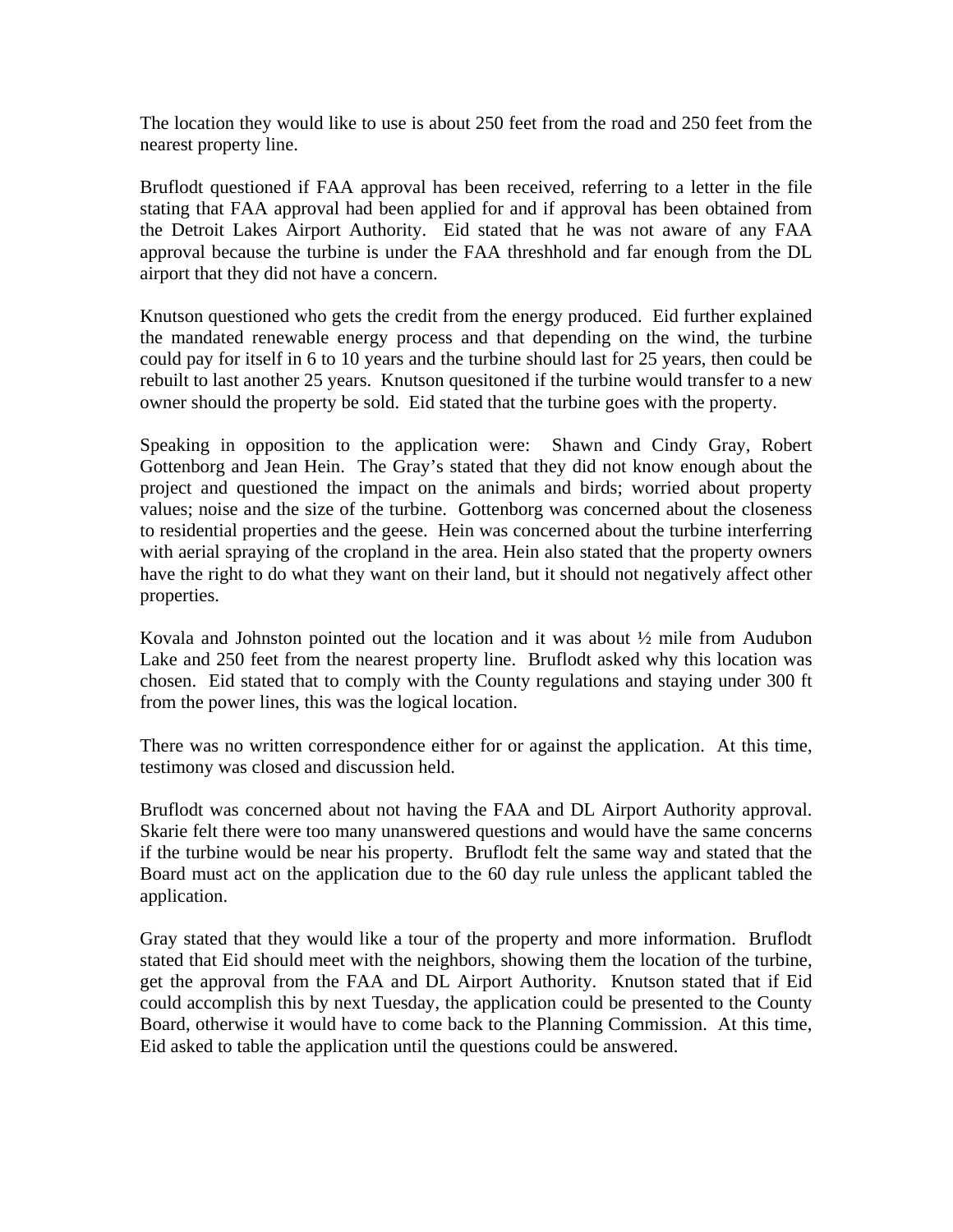The location they would like to use is about 250 feet from the road and 250 feet from the nearest property line.

Bruflodt questioned if FAA approval has been received, referring to a letter in the file stating that FAA approval had been applied for and if approval has been obtained from the Detroit Lakes Airport Authority. Eid stated that he was not aware of any FAA approval because the turbine is under the FAA threshhold and far enough from the DL airport that they did not have a concern.

Knutson questioned who gets the credit from the energy produced. Eid further explained the mandated renewable energy process and that depending on the wind, the turbine could pay for itself in 6 to 10 years and the turbine should last for 25 years, then could be rebuilt to last another 25 years. Knutson quesitoned if the turbine would transfer to a new owner should the property be sold. Eid stated that the turbine goes with the property.

Speaking in opposition to the application were: Shawn and Cindy Gray, Robert Gottenborg and Jean Hein. The Gray's stated that they did not know enough about the project and questioned the impact on the animals and birds; worried about property values; noise and the size of the turbine. Gottenborg was concerned about the closeness to residential properties and the geese. Hein was concerned about the turbine interferring with aerial spraying of the cropland in the area. Hein also stated that the property owners have the right to do what they want on their land, but it should not negatively affect other properties.

Kovala and Johnston pointed out the location and it was about ½ mile from Audubon Lake and 250 feet from the nearest property line. Bruflodt asked why this location was chosen. Eid stated that to comply with the County regulations and staying under 300 ft from the power lines, this was the logical location.

There was no written correspondence either for or against the application. At this time, testimony was closed and discussion held.

Bruflodt was concerned about not having the FAA and DL Airport Authority approval. Skarie felt there were too many unanswered questions and would have the same concerns if the turbine would be near his property. Bruflodt felt the same way and stated that the Board must act on the application due to the 60 day rule unless the applicant tabled the application.

Gray stated that they would like a tour of the property and more information. Bruflodt stated that Eid should meet with the neighbors, showing them the location of the turbine, get the approval from the FAA and DL Airport Authority. Knutson stated that if Eid could accomplish this by next Tuesday, the application could be presented to the County Board, otherwise it would have to come back to the Planning Commission. At this time, Eid asked to table the application until the questions could be answered.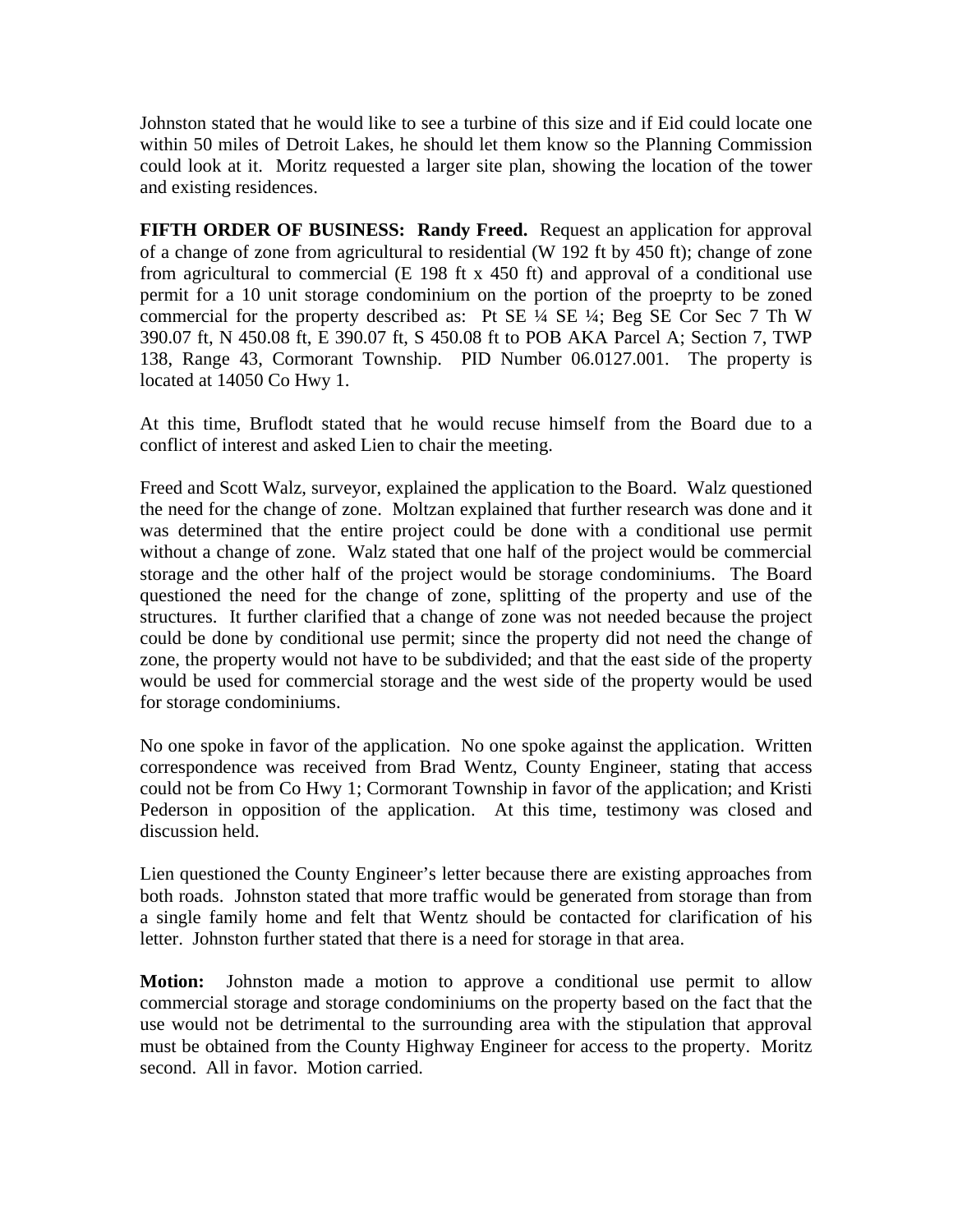Johnston stated that he would like to see a turbine of this size and if Eid could locate one within 50 miles of Detroit Lakes, he should let them know so the Planning Commission could look at it. Moritz requested a larger site plan, showing the location of the tower and existing residences.

**FIFTH ORDER OF BUSINESS: Randy Freed.** Request an application for approval of a change of zone from agricultural to residential (W 192 ft by 450 ft); change of zone from agricultural to commercial (E 198 ft x 450 ft) and approval of a conditional use permit for a 10 unit storage condominium on the portion of the proeprty to be zoned commercial for the property described as: Pt SE ¼ SE ¼; Beg SE Cor Sec 7 Th W 390.07 ft, N 450.08 ft, E 390.07 ft, S 450.08 ft to POB AKA Parcel A; Section 7, TWP 138, Range 43, Cormorant Township. PID Number 06.0127.001. The property is located at 14050 Co Hwy 1.

At this time, Bruflodt stated that he would recuse himself from the Board due to a conflict of interest and asked Lien to chair the meeting.

Freed and Scott Walz, surveyor, explained the application to the Board. Walz questioned the need for the change of zone. Moltzan explained that further research was done and it was determined that the entire project could be done with a conditional use permit without a change of zone. Walz stated that one half of the project would be commercial storage and the other half of the project would be storage condominiums. The Board questioned the need for the change of zone, splitting of the property and use of the structures. It further clarified that a change of zone was not needed because the project could be done by conditional use permit; since the property did not need the change of zone, the property would not have to be subdivided; and that the east side of the property would be used for commercial storage and the west side of the property would be used for storage condominiums.

No one spoke in favor of the application. No one spoke against the application. Written correspondence was received from Brad Wentz, County Engineer, stating that access could not be from Co Hwy 1; Cormorant Township in favor of the application; and Kristi Pederson in opposition of the application. At this time, testimony was closed and discussion held.

Lien questioned the County Engineer's letter because there are existing approaches from both roads. Johnston stated that more traffic would be generated from storage than from a single family home and felt that Wentz should be contacted for clarification of his letter. Johnston further stated that there is a need for storage in that area.

**Motion:** Johnston made a motion to approve a conditional use permit to allow commercial storage and storage condominiums on the property based on the fact that the use would not be detrimental to the surrounding area with the stipulation that approval must be obtained from the County Highway Engineer for access to the property. Moritz second. All in favor. Motion carried.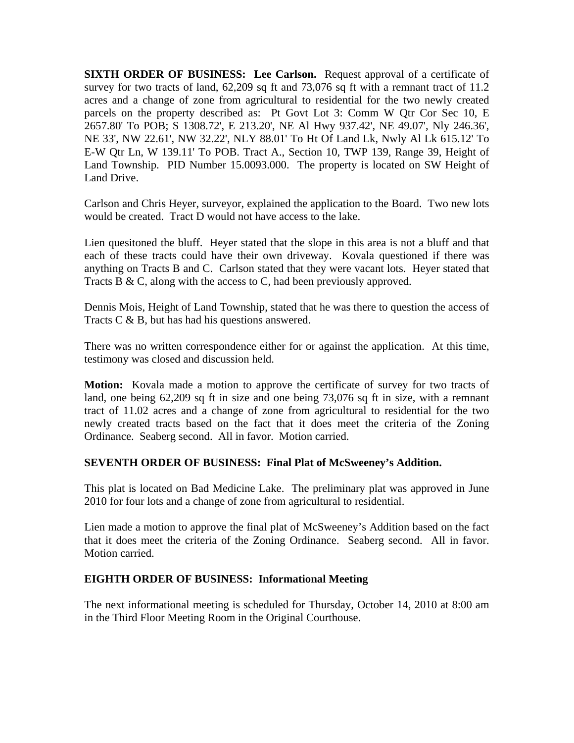**SIXTH ORDER OF BUSINESS: Lee Carlson.** Request approval of a certificate of survey for two tracts of land, 62,209 sq ft and 73,076 sq ft with a remnant tract of 11.2 acres and a change of zone from agricultural to residential for the two newly created parcels on the property described as: Pt Govt Lot 3: Comm W Qtr Cor Sec 10, E 2657.80' To POB; S 1308.72', E 213.20', NE Al Hwy 937.42', NE 49.07', Nly 246.36', NE 33', NW 22.61', NW 32.22', NLY 88.01' To Ht Of Land Lk, Nwly Al Lk 615.12' To E-W Qtr Ln, W 139.11' To POB. Tract A., Section 10, TWP 139, Range 39, Height of Land Township. PID Number 15.0093.000. The property is located on SW Height of Land Drive.

Carlson and Chris Heyer, surveyor, explained the application to the Board. Two new lots would be created. Tract D would not have access to the lake.

Lien quesitoned the bluff. Heyer stated that the slope in this area is not a bluff and that each of these tracts could have their own driveway. Kovala questioned if there was anything on Tracts B and C. Carlson stated that they were vacant lots. Heyer stated that Tracts B & C, along with the access to C, had been previously approved.

Dennis Mois, Height of Land Township, stated that he was there to question the access of Tracts C & B, but has had his questions answered.

There was no written correspondence either for or against the application. At this time, testimony was closed and discussion held.

**Motion:** Kovala made a motion to approve the certificate of survey for two tracts of land, one being 62,209 sq ft in size and one being 73,076 sq ft in size, with a remnant tract of 11.02 acres and a change of zone from agricultural to residential for the two newly created tracts based on the fact that it does meet the criteria of the Zoning Ordinance. Seaberg second. All in favor. Motion carried.

**SEVENTH ORDER OF BUSINESS: Final Plat of McSweeney's Addition.**

This plat is located on Bad Medicine Lake. The preliminary plat was approved in June 2010 for four lots and a change of zone from agricultural to residential.

Lien made a motion to approve the final plat of McSweeney's Addition based on the fact that it does meet the criteria of the Zoning Ordinance. Seaberg second. All in favor. Motion carried.

**EIGHTH ORDER OF BUSINESS: Informational Meeting**

The next informational meeting is scheduled for Thursday, October 14, 2010 at 8:00 am in the Third Floor Meeting Room in the Original Courthouse.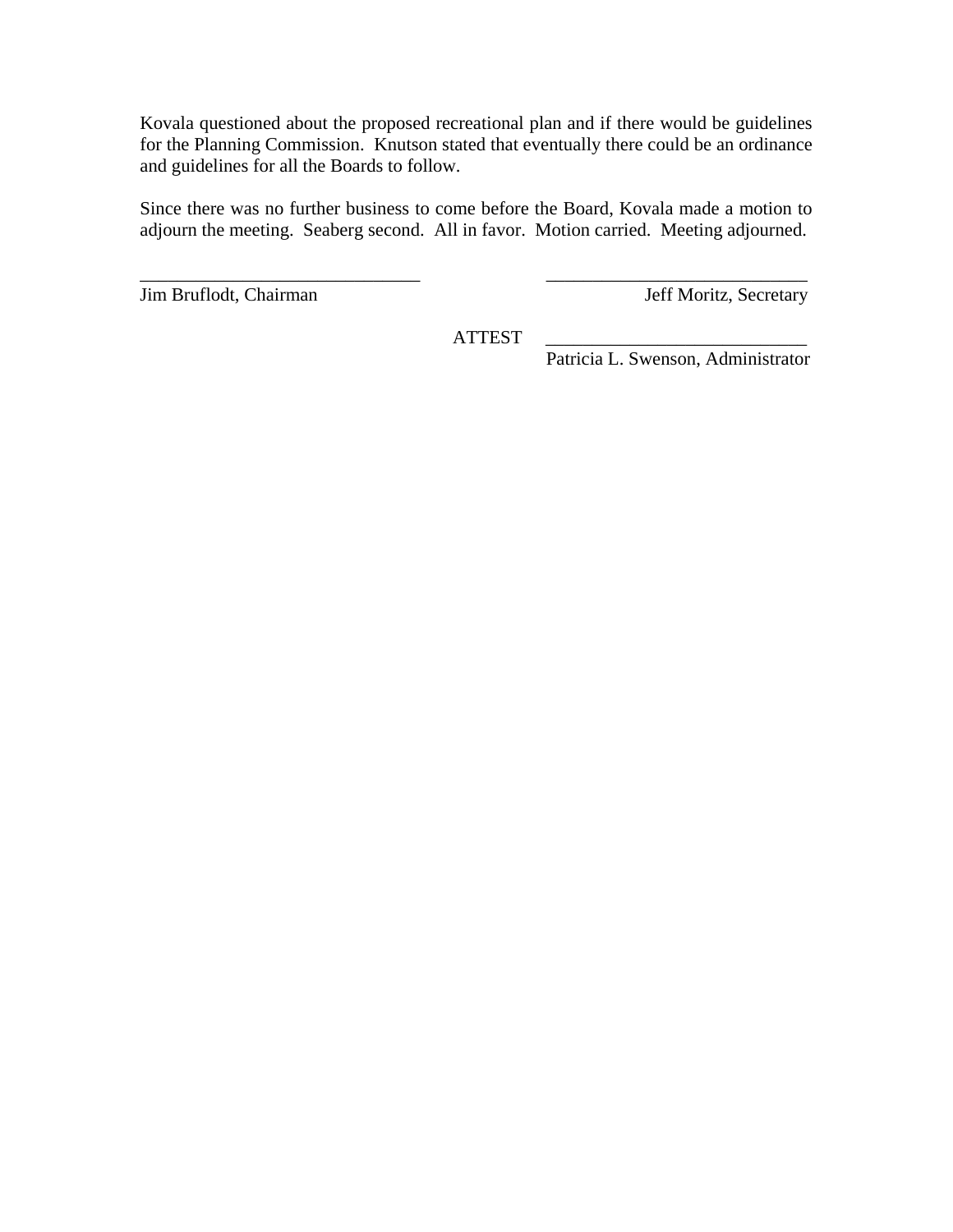Kovala questioned about the proposed recreational plan and if there would be guidelines for the Planning Commission. Knutson stated that eventually there could be an ordinance and guidelines for all the Boards to follow.

Since there was no further business to come before the Board, Kovala made a motion to adjourn the meeting. Seaberg second. All in favor. Motion carried. Meeting adjourned.

\_\_\_\_\_\_\_\_\_\_\_\_\_\_\_\_\_\_\_\_\_\_\_\_\_\_\_\_\_\_ \_\_\_\_\_\_\_\_\_\_\_\_\_\_\_\_\_\_\_\_\_\_\_\_\_\_\_\_\_\_

Jim Bruflodt, Chairman Jeff Moritz, Secretary

ATTEST \_\_\_\_\_\_\_\_\_\_\_\_\_\_\_\_\_\_\_\_\_\_\_\_\_\_\_\_\_\_

Patricia L. Swenson, Administrator